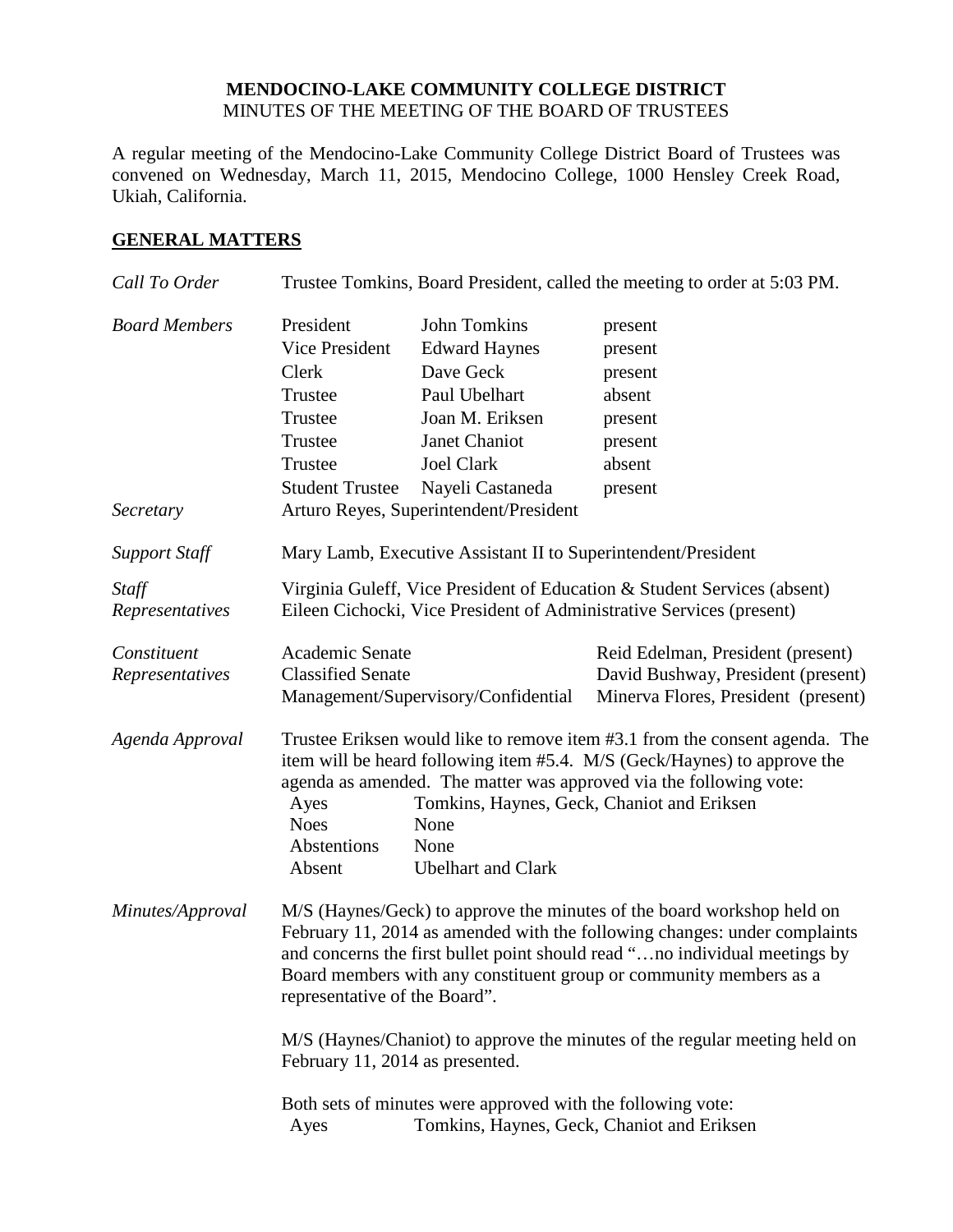**MENDOCINO-LAKE COMMUNITY COLLEGE DISTRICT**
MINUTES OF THE MEETING OF THE BOARD OF TRUSTEES

A regular meeting of the Mendocino-Lake Community College District Board of Trustees was convened on Wednesday, March 11, 2015, Mendocino College, 1000 Hensley Creek Road, Ukiah, California.

## GENERAL MATTERS

*Call To Order* — Trustee Tomkins, Board President, called the meeting to order at 5:03 PM.

*Board Members*

| | | |
|---|---|---|
| President | John Tomkins | present |
| Vice President | Edward Haynes | present |
| Clerk | Dave Geck | present |
| Trustee | Paul Ubelhart | absent |
| Trustee | Joan M. Eriksen | present |
| Trustee | Janet Chaniot | present |
| Trustee | Joel Clark | absent |
| Student Trustee | Nayeli Castaneda | present |

*Secretary* — Arturo Reyes, Superintendent/President

*Support Staff* — Mary Lamb, Executive Assistant II to Superintendent/President

*Staff Representatives* — Virginia Guleff, Vice President of Education & Student Services (absent)
Eileen Cichocki, Vice President of Administrative Services (present)

*Constituent Representatives*

| | |
|---|---|
| Academic Senate | Reid Edelman, President (present) |
| Classified Senate | David Bushway, President (present) |
| Management/Supervisory/Confidential | Minerva Flores, President (present) |

*Agenda Approval* — Trustee Eriksen would like to remove item #3.1 from the consent agenda. The item will be heard following item #5.4. M/S (Geck/Haynes) to approve the agenda as amended. The matter was approved via the following vote:

| | |
|---|---|
| Ayes | Tomkins, Haynes, Geck, Chaniot and Eriksen |
| Noes | None |
| Abstentions | None |
| Absent | Ubelhart and Clark |

*Minutes/Approval* — M/S (Haynes/Geck) to approve the minutes of the board workshop held on February 11, 2014 as amended with the following changes: under complaints and concerns the first bullet point should read "…no individual meetings by Board members with any constituent group or community members as a representative of the Board".

M/S (Haynes/Chaniot) to approve the minutes of the regular meeting held on February 11, 2014 as presented.

Both sets of minutes were approved with the following vote:

| | |
|---|---|
| Ayes | Tomkins, Haynes, Geck, Chaniot and Eriksen |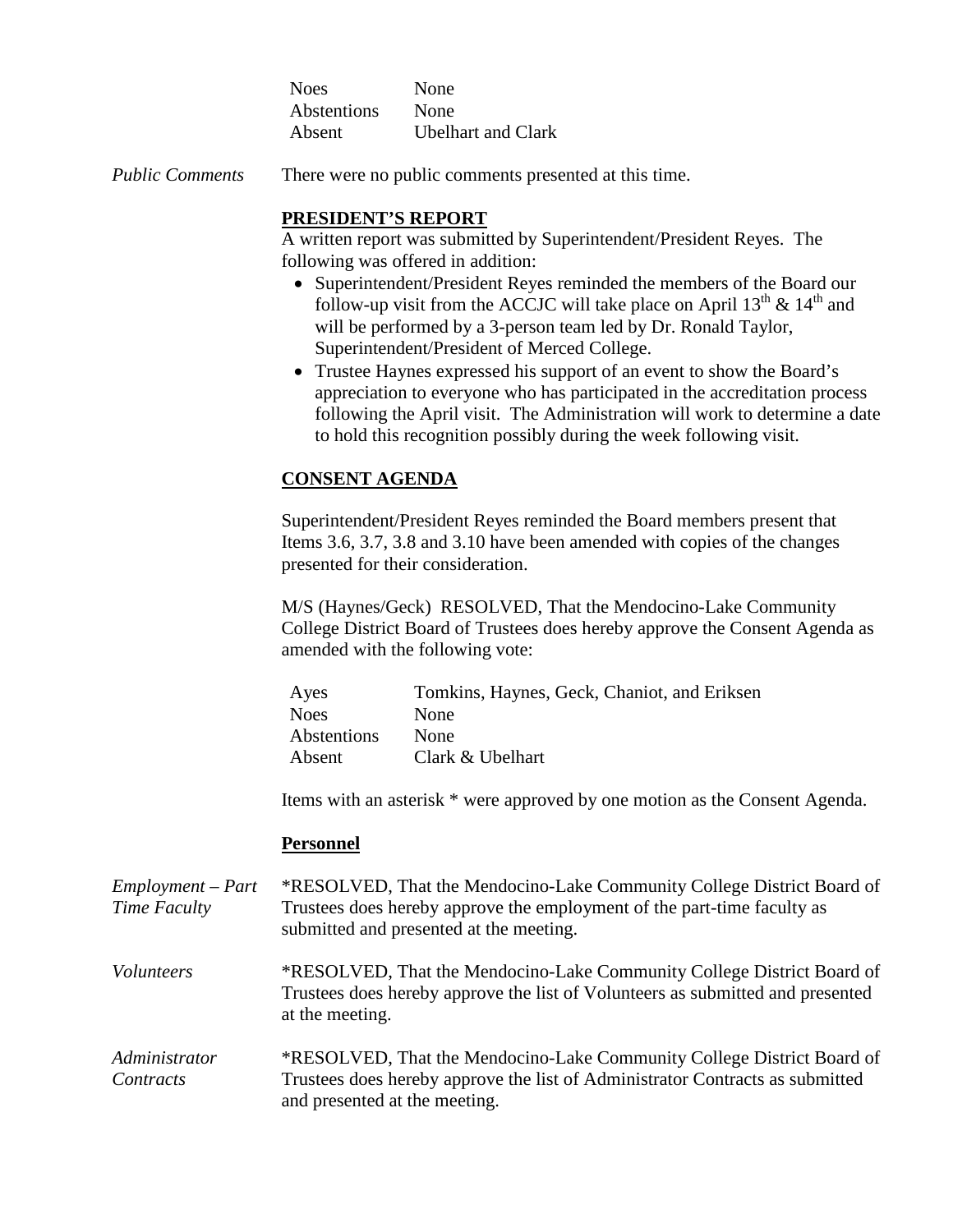| | |
|---|---|
| Noes | None |
| Abstentions | None |
| Absent | Ubelhart and Clark |

*Public Comments* There were no public comments presented at this time.

**PRESIDENT'S REPORT**

A written report was submitted by Superintendent/President Reyes. The following was offered in addition:

- Superintendent/President Reyes reminded the members of the Board our follow-up visit from the ACCJC will take place on April 13th & 14th and will be performed by a 3-person team led by Dr. Ronald Taylor, Superintendent/President of Merced College.
- Trustee Haynes expressed his support of an event to show the Board's appreciation to everyone who has participated in the accreditation process following the April visit. The Administration will work to determine a date to hold this recognition possibly during the week following visit.

**CONSENT AGENDA**

Superintendent/President Reyes reminded the Board members present that Items 3.6, 3.7, 3.8 and 3.10 have been amended with copies of the changes presented for their consideration.

M/S (Haynes/Geck) RESOLVED, That the Mendocino-Lake Community College District Board of Trustees does hereby approve the Consent Agenda as amended with the following vote:

| | |
|---|---|
| Ayes | Tomkins, Haynes, Geck, Chaniot, and Eriksen |
| Noes | None |
| Abstentions | None |
| Absent | Clark & Ubelhart |

Items with an asterisk * were approved by one motion as the Consent Agenda.

**Personnel**

*Employment – Part Time Faculty* *RESOLVED, That the Mendocino-Lake Community College District Board of Trustees does hereby approve the employment of the part-time faculty as submitted and presented at the meeting.

*Volunteers* *RESOLVED, That the Mendocino-Lake Community College District Board of Trustees does hereby approve the list of Volunteers as submitted and presented at the meeting.

*Administrator Contracts* *RESOLVED, That the Mendocino-Lake Community College District Board of Trustees does hereby approve the list of Administrator Contracts as submitted and presented at the meeting.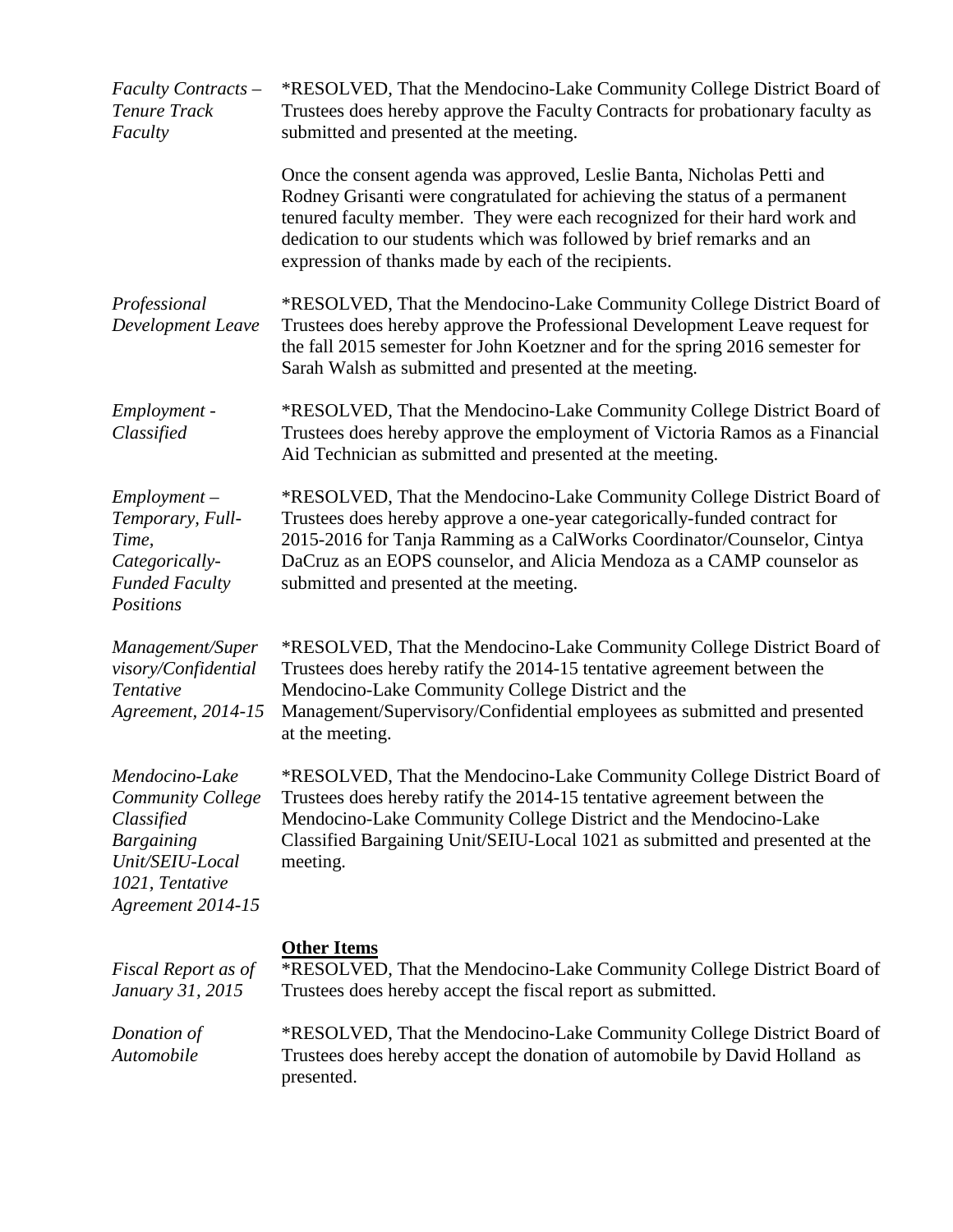*Faculty Contracts – Tenure Track Faculty*

*RESOLVED, That the Mendocino-Lake Community College District Board of Trustees does hereby approve the Faculty Contracts for probationary faculty as submitted and presented at the meeting.

Once the consent agenda was approved, Leslie Banta, Nicholas Petti and Rodney Grisanti were congratulated for achieving the status of a permanent tenured faculty member. They were each recognized for their hard work and dedication to our students which was followed by brief remarks and an expression of thanks made by each of the recipients.

*Professional Development Leave*

*RESOLVED, That the Mendocino-Lake Community College District Board of Trustees does hereby approve the Professional Development Leave request for the fall 2015 semester for John Koetzner and for the spring 2016 semester for Sarah Walsh as submitted and presented at the meeting.

*Employment - Classified*

*RESOLVED, That the Mendocino-Lake Community College District Board of Trustees does hereby approve the employment of Victoria Ramos as a Financial Aid Technician as submitted and presented at the meeting.

*Employment – Temporary, Full-Time, Categorically-Funded Faculty Positions*

*RESOLVED, That the Mendocino-Lake Community College District Board of Trustees does hereby approve a one-year categorically-funded contract for 2015-2016 for Tanja Ramming as a CalWorks Coordinator/Counselor, Cintya DaCruz as an EOPS counselor, and Alicia Mendoza as a CAMP counselor as submitted and presented at the meeting.

*Management/Supervisory/Confidential Tentative Agreement, 2014-15*

*RESOLVED, That the Mendocino-Lake Community College District Board of Trustees does hereby ratify the 2014-15 tentative agreement between the Mendocino-Lake Community College District and the Management/Supervisory/Confidential employees as submitted and presented at the meeting.

*Mendocino-Lake Community College Classified Bargaining Unit/SEIU-Local 1021, Tentative Agreement 2014-15*

*RESOLVED, That the Mendocino-Lake Community College District Board of Trustees does hereby ratify the 2014-15 tentative agreement between the Mendocino-Lake Community College District and the Mendocino-Lake Classified Bargaining Unit/SEIU-Local 1021 as submitted and presented at the meeting.

**Other Items**

*Fiscal Report as of January 31, 2015*

*RESOLVED, That the Mendocino-Lake Community College District Board of Trustees does hereby accept the fiscal report as submitted.

*Donation of Automobile*

*RESOLVED, That the Mendocino-Lake Community College District Board of Trustees does hereby accept the donation of automobile by David Holland as presented.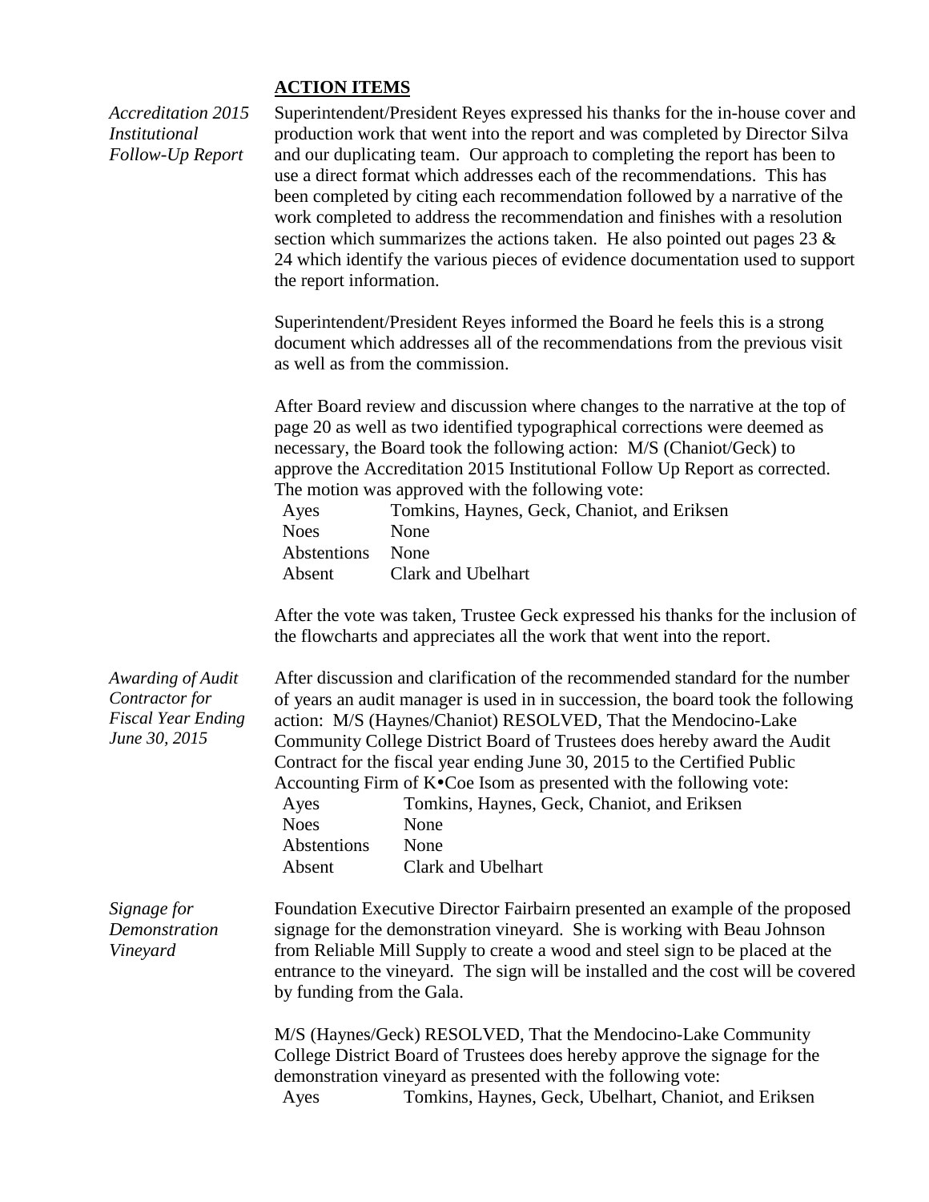## ACTION ITEMS

*Accreditation 2015 Institutional Follow-Up Report*

Superintendent/President Reyes expressed his thanks for the in-house cover and production work that went into the report and was completed by Director Silva and our duplicating team. Our approach to completing the report has been to use a direct format which addresses each of the recommendations. This has been completed by citing each recommendation followed by a narrative of the work completed to address the recommendation and finishes with a resolution section which summarizes the actions taken. He also pointed out pages 23 & 24 which identify the various pieces of evidence documentation used to support the report information.

Superintendent/President Reyes informed the Board he feels this is a strong document which addresses all of the recommendations from the previous visit as well as from the commission.

After Board review and discussion where changes to the narrative at the top of page 20 as well as two identified typographical corrections were deemed as necessary, the Board took the following action: M/S (Chaniot/Geck) to approve the Accreditation 2015 Institutional Follow Up Report as corrected. The motion was approved with the following vote:

| | |
|---|---|
| Ayes | Tomkins, Haynes, Geck, Chaniot, and Eriksen |
| Noes | None |
| Abstentions | None |
| Absent | Clark and Ubelhart |

After the vote was taken, Trustee Geck expressed his thanks for the inclusion of the flowcharts and appreciates all the work that went into the report.

*Awarding of Audit Contractor for Fiscal Year Ending June 30, 2015*

After discussion and clarification of the recommended standard for the number of years an audit manager is used in in succession, the board took the following action: M/S (Haynes/Chaniot) RESOLVED, That the Mendocino-Lake Community College District Board of Trustees does hereby award the Audit Contract for the fiscal year ending June 30, 2015 to the Certified Public Accounting Firm of K•Coe Isom as presented with the following vote:

| | |
|---|---|
| Ayes | Tomkins, Haynes, Geck, Chaniot, and Eriksen |
| Noes | None |
| Abstentions | None |
| Absent | Clark and Ubelhart |

*Signage for Demonstration Vineyard*

Foundation Executive Director Fairbairn presented an example of the proposed signage for the demonstration vineyard. She is working with Beau Johnson from Reliable Mill Supply to create a wood and steel sign to be placed at the entrance to the vineyard. The sign will be installed and the cost will be covered by funding from the Gala.

M/S (Haynes/Geck) RESOLVED, That the Mendocino-Lake Community College District Board of Trustees does hereby approve the signage for the demonstration vineyard as presented with the following vote:

| | |
|---|---|
| Ayes | Tomkins, Haynes, Geck, Ubelhart, Chaniot, and Eriksen |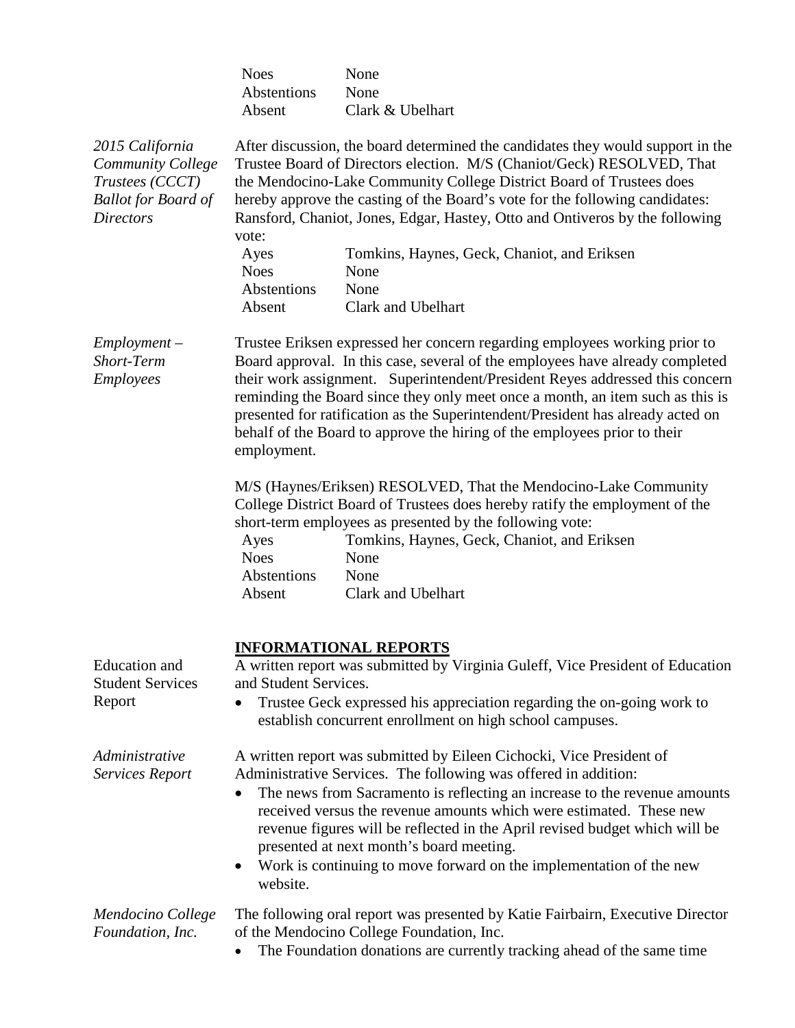| | |
|---|---|
| Noes | None |
| Abstentions | None |
| Absent | Clark & Ubelhart |

*2015 California Community College Trustees (CCCT) Ballot for Board of Directors*

After discussion, the board determined the candidates they would support in the Trustee Board of Directors election. M/S (Chaniot/Geck) RESOLVED, That the Mendocino-Lake Community College District Board of Trustees does hereby approve the casting of the Board's vote for the following candidates: Ransford, Chaniot, Jones, Edgar, Hastey, Otto and Ontiveros by the following vote:

| | |
|---|---|
| Ayes | Tomkins, Haynes, Geck, Chaniot, and Eriksen |
| Noes | None |
| Abstentions | None |
| Absent | Clark and Ubelhart |

*Employment – Short-Term Employees*

Trustee Eriksen expressed her concern regarding employees working prior to Board approval. In this case, several of the employees have already completed their work assignment. Superintendent/President Reyes addressed this concern reminding the Board since they only meet once a month, an item such as this is presented for ratification as the Superintendent/President has already acted on behalf of the Board to approve the hiring of the employees prior to their employment.

M/S (Haynes/Eriksen) RESOLVED, That the Mendocino-Lake Community College District Board of Trustees does hereby ratify the employment of the short-term employees as presented by the following vote:

| | |
|---|---|
| Ayes | Tomkins, Haynes, Geck, Chaniot, and Eriksen |
| Noes | None |
| Abstentions | None |
| Absent | Clark and Ubelhart |

## INFORMATIONAL REPORTS

Education and Student Services Report

A written report was submitted by Virginia Guleff, Vice President of Education and Student Services.

- Trustee Geck expressed his appreciation regarding the on-going work to establish concurrent enrollment on high school campuses.

*Administrative Services Report*

A written report was submitted by Eileen Cichocki, Vice President of Administrative Services. The following was offered in addition:

- The news from Sacramento is reflecting an increase to the revenue amounts received versus the revenue amounts which were estimated. These new revenue figures will be reflected in the April revised budget which will be presented at next month's board meeting.
- Work is continuing to move forward on the implementation of the new website.

*Mendocino College Foundation, Inc.*

The following oral report was presented by Katie Fairbairn, Executive Director of the Mendocino College Foundation, Inc.

- The Foundation donations are currently tracking ahead of the same time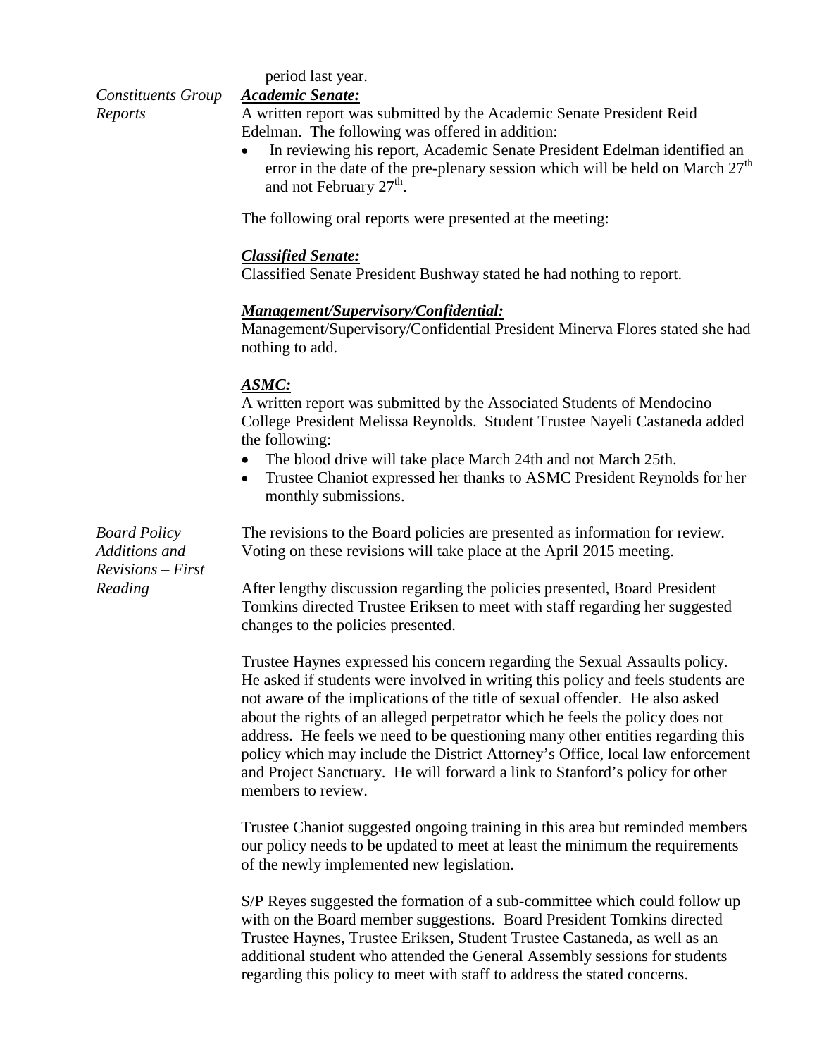period last year.

*Constituents Group Reports*

***Academic Senate:***

A written report was submitted by the Academic Senate President Reid Edelman. The following was offered in addition:

- In reviewing his report, Academic Senate President Edelman identified an error in the date of the pre-plenary session which will be held on March 27th and not February 27th.

The following oral reports were presented at the meeting:

***Classified Senate:***

Classified Senate President Bushway stated he had nothing to report.

***Management/Supervisory/Confidential:***

Management/Supervisory/Confidential President Minerva Flores stated she had nothing to add.

***ASMC:***

A written report was submitted by the Associated Students of Mendocino College President Melissa Reynolds. Student Trustee Nayeli Castaneda added the following:

- The blood drive will take place March 24th and not March 25th.
- Trustee Chaniot expressed her thanks to ASMC President Reynolds for her monthly submissions.

*Board Policy Additions and Revisions – First Reading*

The revisions to the Board policies are presented as information for review. Voting on these revisions will take place at the April 2015 meeting.

After lengthy discussion regarding the policies presented, Board President Tomkins directed Trustee Eriksen to meet with staff regarding her suggested changes to the policies presented.

Trustee Haynes expressed his concern regarding the Sexual Assaults policy. He asked if students were involved in writing this policy and feels students are not aware of the implications of the title of sexual offender. He also asked about the rights of an alleged perpetrator which he feels the policy does not address. He feels we need to be questioning many other entities regarding this policy which may include the District Attorney's Office, local law enforcement and Project Sanctuary. He will forward a link to Stanford's policy for other members to review.

Trustee Chaniot suggested ongoing training in this area but reminded members our policy needs to be updated to meet at least the minimum the requirements of the newly implemented new legislation.

S/P Reyes suggested the formation of a sub-committee which could follow up with on the Board member suggestions. Board President Tomkins directed Trustee Haynes, Trustee Eriksen, Student Trustee Castaneda, as well as an additional student who attended the General Assembly sessions for students regarding this policy to meet with staff to address the stated concerns.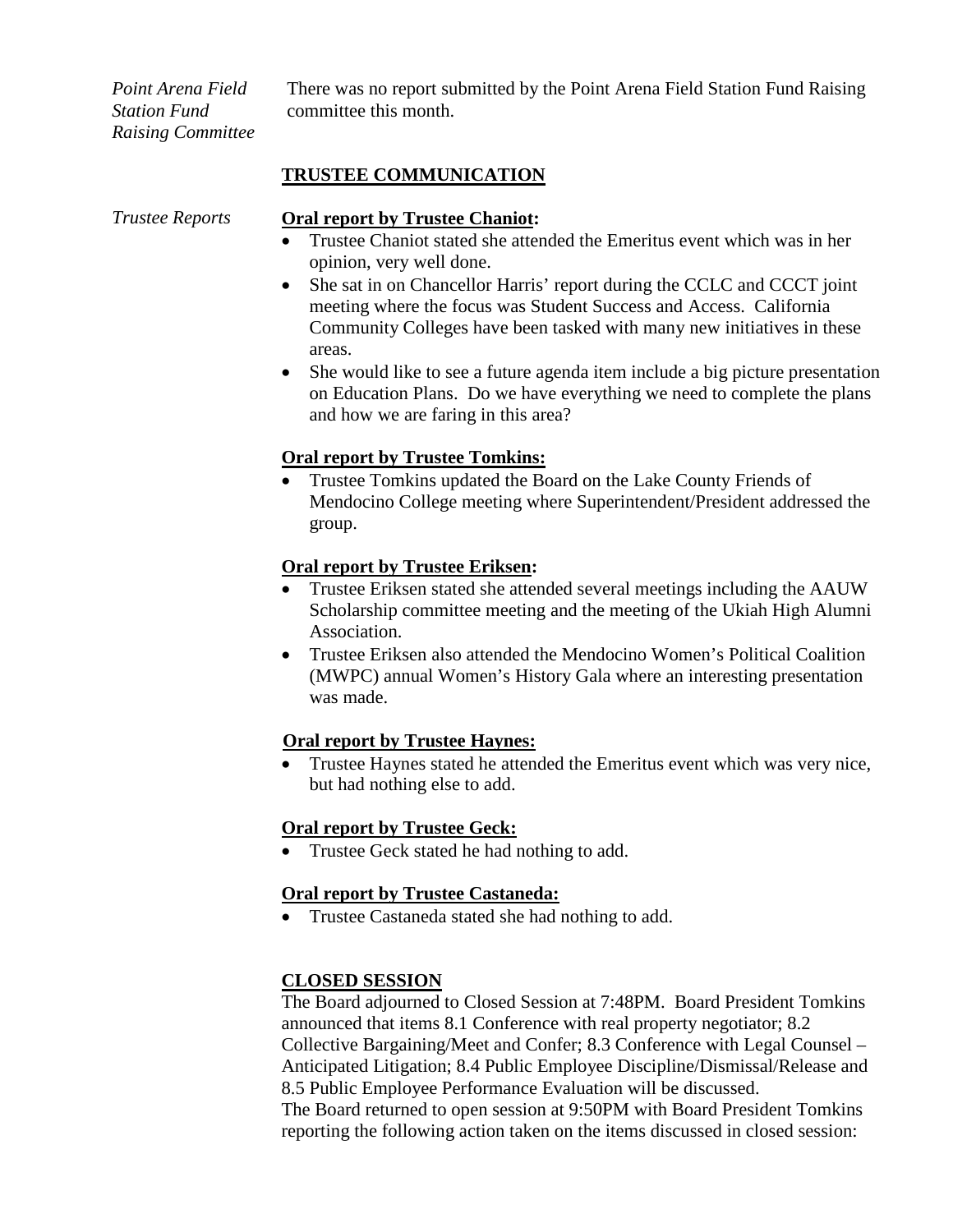*Point Arena Field Station Fund Raising Committee*

There was no report submitted by the Point Arena Field Station Fund Raising committee this month.

## TRUSTEE COMMUNICATION

*Trustee Reports*

**Oral report by Trustee Chaniot:**

- Trustee Chaniot stated she attended the Emeritus event which was in her opinion, very well done.
- She sat in on Chancellor Harris' report during the CCLC and CCCT joint meeting where the focus was Student Success and Access. California Community Colleges have been tasked with many new initiatives in these areas.
- She would like to see a future agenda item include a big picture presentation on Education Plans. Do we have everything we need to complete the plans and how we are faring in this area?

**Oral report by Trustee Tomkins:**

- Trustee Tomkins updated the Board on the Lake County Friends of Mendocino College meeting where Superintendent/President addressed the group.

**Oral report by Trustee Eriksen:**

- Trustee Eriksen stated she attended several meetings including the AAUW Scholarship committee meeting and the meeting of the Ukiah High Alumni Association.
- Trustee Eriksen also attended the Mendocino Women's Political Coalition (MWPC) annual Women's History Gala where an interesting presentation was made.

**Oral report by Trustee Haynes:**

- Trustee Haynes stated he attended the Emeritus event which was very nice, but had nothing else to add.

**Oral report by Trustee Geck:**

- Trustee Geck stated he had nothing to add.

**Oral report by Trustee Castaneda:**

- Trustee Castaneda stated she had nothing to add.

## CLOSED SESSION

The Board adjourned to Closed Session at 7:48PM. Board President Tomkins announced that items 8.1 Conference with real property negotiator; 8.2 Collective Bargaining/Meet and Confer; 8.3 Conference with Legal Counsel – Anticipated Litigation; 8.4 Public Employee Discipline/Dismissal/Release and 8.5 Public Employee Performance Evaluation will be discussed.
The Board returned to open session at 9:50PM with Board President Tomkins reporting the following action taken on the items discussed in closed session: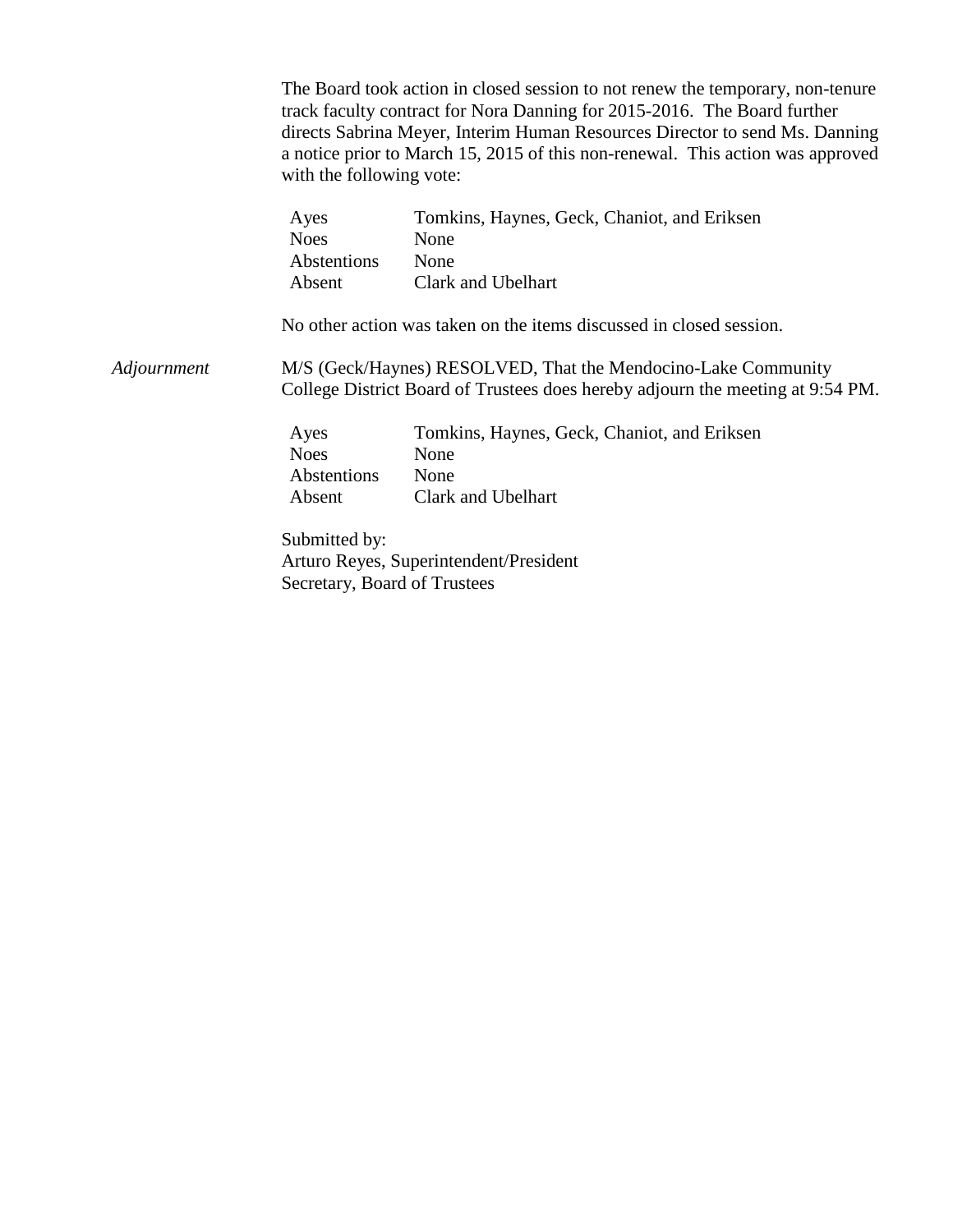The Board took action in closed session to not renew the temporary, non-tenure track faculty contract for Nora Danning for 2015-2016. The Board further directs Sabrina Meyer, Interim Human Resources Director to send Ms. Danning a notice prior to March 15, 2015 of this non-renewal. This action was approved with the following vote:

| | |
|---|---|
| Ayes | Tomkins, Haynes, Geck, Chaniot, and Eriksen |
| Noes | None |
| Abstentions | None |
| Absent | Clark and Ubelhart |

No other action was taken on the items discussed in closed session.

*Adjournment*

M/S (Geck/Haynes) RESOLVED, That the Mendocino-Lake Community College District Board of Trustees does hereby adjourn the meeting at 9:54 PM.

| | |
|---|---|
| Ayes | Tomkins, Haynes, Geck, Chaniot, and Eriksen |
| Noes | None |
| Abstentions | None |
| Absent | Clark and Ubelhart |

Submitted by:
Arturo Reyes, Superintendent/President
Secretary, Board of Trustees